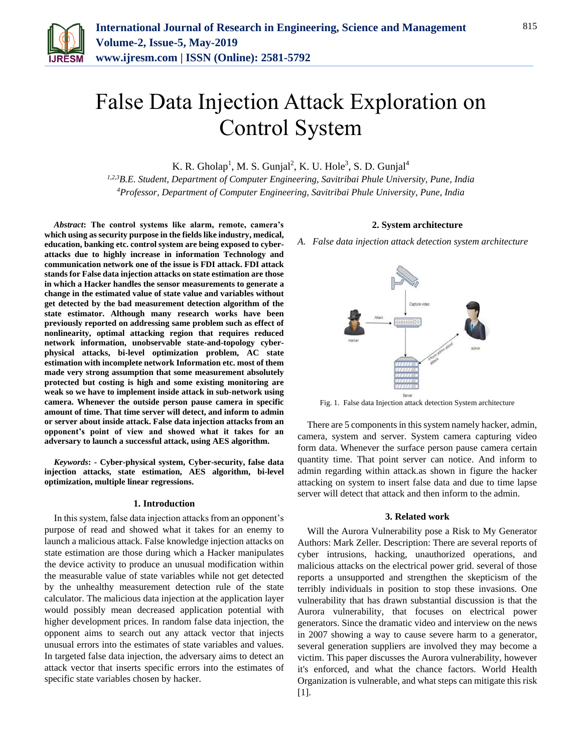# False Data Injection Attack Exploration on Control System

K. R. Gholap[1], M. S. Gunjal[2], K. U. Hole[3], S. D. Gunjal[4]

*[1,2,3]B.E. Student, Department of Computer Engineering, Savitribai Phule University, Pune, India*
*[4]Professor, Department of Computer Engineering, Savitribai Phule University, Pune, India*

***Abstract*: The control systems like alarm, remote, camera's which using as security purpose in the fields like industry, medical, education, banking etc. control system are being exposed to cyber-attacks due to highly increase in information Technology and communication network one of the issue is FDI attack. FDI attack stands for False data injection attacks on state estimation are those in which a Hacker handles the sensor measurements to generate a change in the estimated value of state value and variables without get detected by the bad measurement detection algorithm of the state estimator. Although many research works have been previously reported on addressing same problem such as effect of nonlinearity, optimal attacking region that requires reduced network information, unobservable state-and-topology cyber-physical attacks, bi-level optimization problem, AC state estimation with incomplete network Information etc. most of them made very strong assumption that some measurement absolutely protected but costing is high and some existing monitoring are weak so we have to implement inside attack in sub-network using camera. Whenever the outside person pause camera in specific amount of time. That time server will detect, and inform to admin or server about inside attack. False data injection attacks from an opponent's point of view and showed what it takes for an adversary to launch a successful attack, using AES algorithm.**

***Keywords*: - Cyber-physical system, Cyber-security, false data injection attacks, state estimation, AES algorithm, bi-level optimization, multiple linear regressions.**

## 1. Introduction

In this system, false data injection attacks from an opponent's purpose of read and showed what it takes for an enemy to launch a malicious attack. False knowledge injection attacks on state estimation are those during which a Hacker manipulates the device activity to produce an unusual modification within the measurable value of state variables while not get detected by the unhealthy measurement detection rule of the state calculator. The malicious data injection at the application layer would possibly mean decreased application potential with higher development prices. In random false data injection, the opponent aims to search out any attack vector that injects unusual errors into the estimates of state variables and values. In targeted false data injection, the adversary aims to detect an attack vector that inserts specific errors into the estimates of specific state variables chosen by hacker.

## 2. System architecture

*A. False data injection attack detection system architecture*

Fig. 1. False data Injection attack detection System architecture

There are 5 components in this system namely hacker, admin, camera, system and server. System camera capturing video form data. Whenever the surface person pause camera certain quantity time. That point server can notice. And inform to admin regarding within attack.as shown in figure the hacker attacking on system to insert false data and due to time lapse server will detect that attack and then inform to the admin.

## 3. Related work

Will the Aurora Vulnerability pose a Risk to My Generator Authors: Mark Zeller. Description: There are several reports of cyber intrusions, hacking, unauthorized operations, and malicious attacks on the electrical power grid. several of those reports a unsupported and strengthen the skepticism of the terribly individuals in position to stop these invasions. One vulnerability that has drawn substantial discussion is that the Aurora vulnerability, that focuses on electrical power generators. Since the dramatic video and interview on the news in 2007 showing a way to cause severe harm to a generator, several generation suppliers are involved they may become a victim. This paper discusses the Aurora vulnerability, however it's enforced, and what the chance factors. World Health Organization is vulnerable, and what steps can mitigate this risk [1].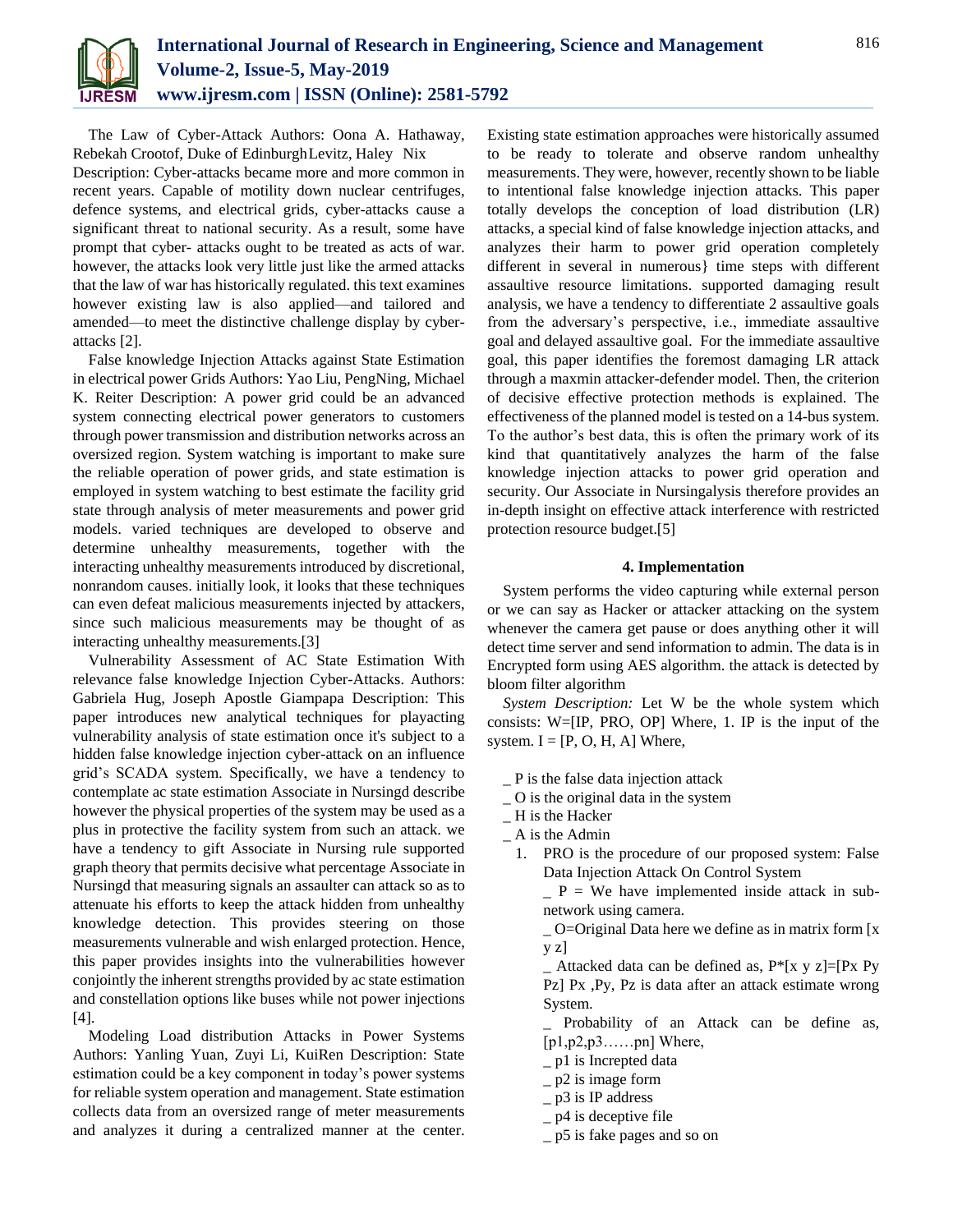The Law of Cyber-Attack Authors: Oona A. Hathaway, Rebekah Crootof, Duke of Edinburgh Levitz, Haley Nix Description: Cyber-attacks became more and more common in recent years. Capable of motility down nuclear centrifuges, defence systems, and electrical grids, cyber-attacks cause a significant threat to national security. As a result, some have prompt that cyber- attacks ought to be treated as acts of war. however, the attacks look very little just like the armed attacks that the law of war has historically regulated. this text examines however existing law is also applied—and tailored and amended—to meet the distinctive challenge display by cyber-attacks [2].

False knowledge Injection Attacks against State Estimation in electrical power Grids Authors: Yao Liu, PengNing, Michael K. Reiter Description: A power grid could be an advanced system connecting electrical power generators to customers through power transmission and distribution networks across an oversized region. System watching is important to make sure the reliable operation of power grids, and state estimation is employed in system watching to best estimate the facility grid state through analysis of meter measurements and power grid models. varied techniques are developed to observe and determine unhealthy measurements, together with the interacting unhealthy measurements introduced by discretional, nonrandom causes. initially look, it looks that these techniques can even defeat malicious measurements injected by attackers, since such malicious measurements may be thought of as interacting unhealthy measurements.[3]

Vulnerability Assessment of AC State Estimation With relevance false knowledge Injection Cyber-Attacks. Authors: Gabriela Hug, Joseph Apostle Giampapa Description: This paper introduces new analytical techniques for playacting vulnerability analysis of state estimation once it's subject to a hidden false knowledge injection cyber-attack on an influence grid's SCADA system. Specifically, we have a tendency to contemplate ac state estimation Associate in Nursingd describe however the physical properties of the system may be used as a plus in protective the facility system from such an attack. we have a tendency to gift Associate in Nursing rule supported graph theory that permits decisive what percentage Associate in Nursingd that measuring signals an assaulter can attack so as to attenuate his efforts to keep the attack hidden from unhealthy knowledge detection. This provides steering on those measurements vulnerable and wish enlarged protection. Hence, this paper provides insights into the vulnerabilities however conjointly the inherent strengths provided by ac state estimation and constellation options like buses while not power injections [4].

Modeling Load distribution Attacks in Power Systems Authors: Yanling Yuan, Zuyi Li, KuiRen Description: State estimation could be a key component in today's power systems for reliable system operation and management. State estimation collects data from an oversized range of meter measurements and analyzes it during a centralized manner at the center. Existing state estimation approaches were historically assumed to be ready to tolerate and observe random unhealthy measurements. They were, however, recently shown to be liable to intentional false knowledge injection attacks. This paper totally develops the conception of load distribution (LR) attacks, a special kind of false knowledge injection attacks, and analyzes their harm to power grid operation completely different in several in numerous} time steps with different assaultive resource limitations. supported damaging result analysis, we have a tendency to differentiate 2 assaultive goals from the adversary's perspective, i.e., immediate assaultive goal and delayed assaultive goal. For the immediate assaultive goal, this paper identifies the foremost damaging LR attack through a maxmin attacker-defender model. Then, the criterion of decisive effective protection methods is explained. The effectiveness of the planned model is tested on a 14-bus system. To the author's best data, this is often the primary work of its kind that quantitatively analyzes the harm of the false knowledge injection attacks to power grid operation and security. Our Associate in Nursingalysis therefore provides an in-depth insight on effective attack interference with restricted protection resource budget.[5]

## 4. Implementation

System performs the video capturing while external person or we can say as Hacker or attacker attacking on the system whenever the camera get pause or does anything other it will detect time server and send information to admin. The data is in Encrypted form using AES algorithm. the attack is detected by bloom filter algorithm

*System Description:* Let W be the whole system which consists: W=[IP, PRO, OP] Where, 1. IP is the input of the system. I = [P, O, H, A] Where,

_ P is the false data injection attack
_ O is the original data in the system
_ H is the Hacker
_ A is the Admin

1. PRO is the procedure of our proposed system: False Data Injection Attack On Control System

   _ P = We have implemented inside attack in sub-network using camera.

   _ O=Original Data here we define as in matrix form [x y z]

   _ Attacked data can be defined as, P*[x y z]=[Px Py Pz] Px ,Py, Pz is data after an attack estimate wrong System.

   _ Probability of an Attack can be define as, [p1,p2,p3……pn] Where,

   _ p1 is Increpted data
   _ p2 is image form
   _ p3 is IP address
   _ p4 is deceptive file
   _ p5 is fake pages and so on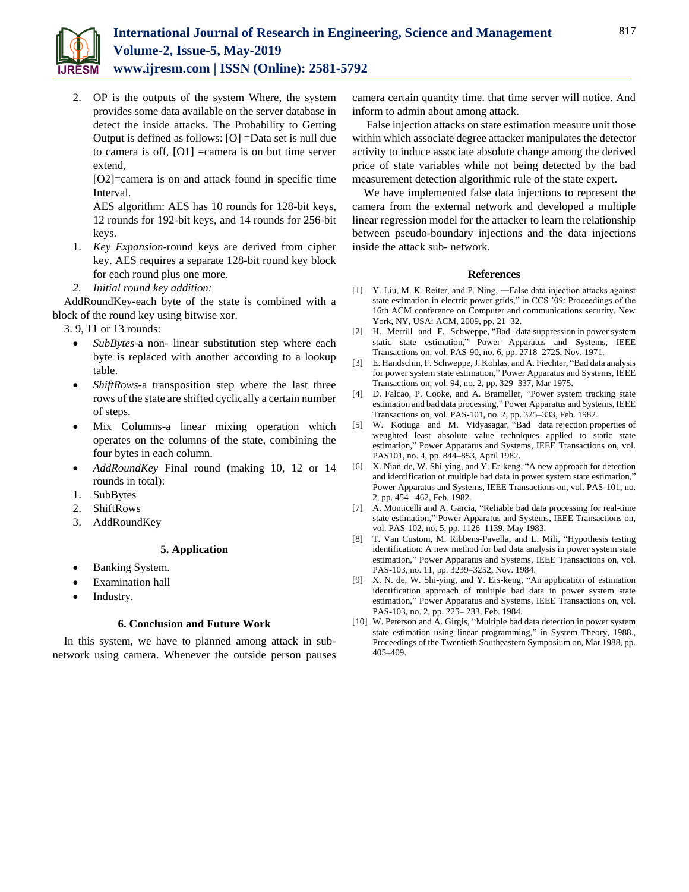2. OP is the outputs of the system Where, the system provides some data available on the server database in detect the inside attacks. The Probability to Getting Output is defined as follows: [O] =Data set is null due to camera is off, [O1] =camera is on but time server extend,

   [O2]=camera is on and attack found in specific time Interval.

   AES algorithm: AES has 10 rounds for 128-bit keys, 12 rounds for 192-bit keys, and 14 rounds for 256-bit keys.

1. *Key Expansion*-round keys are derived from cipher key. AES requires a separate 128-bit round key block for each round plus one more.
2. *Initial round key addition:*

AddRoundKey-each byte of the state is combined with a block of the round key using bitwise xor.

3. 9, 11 or 13 rounds:

- *SubBytes*-a non- linear substitution step where each byte is replaced with another according to a lookup table.
- *ShiftRows*-a transposition step where the last three rows of the state are shifted cyclically a certain number of steps.
- Mix Columns-a linear mixing operation which operates on the columns of the state, combining the four bytes in each column.
- *AddRoundKey* Final round (making 10, 12 or 14 rounds in total):

1. SubBytes
2. ShiftRows
3. AddRoundKey

## 5. Application

- Banking System.
- Examination hall
- Industry.

## 6. Conclusion and Future Work

In this system, we have to planned among attack in sub-network using camera. Whenever the outside person pauses camera certain quantity time. that time server will notice. And inform to admin about among attack.

False injection attacks on state estimation measure unit those within which associate degree attacker manipulates the detector activity to induce associate absolute change among the derived price of state variables while not being detected by the bad measurement detection algorithmic rule of the state expert.

We have implemented false data injections to represent the camera from the external network and developed a multiple linear regression model for the attacker to learn the relationship between pseudo-boundary injections and the data injections inside the attack sub- network.

## References

[1] Y. Liu, M. K. Reiter, and P. Ning, ―False data injection attacks against state estimation in electric power grids," in CCS '09: Proceedings of the 16th ACM conference on Computer and communications security. New York, NY, USA: ACM, 2009, pp. 21–32.

[2] H. Merrill and F. Schweppe, "Bad data suppression in power system static state estimation," Power Apparatus and Systems, IEEE Transactions on, vol. PAS-90, no. 6, pp. 2718–2725, Nov. 1971.

[3] E. Handschin, F. Schweppe, J. Kohlas, and A. Fiechter, "Bad data analysis for power system state estimation," Power Apparatus and Systems, IEEE Transactions on, vol. 94, no. 2, pp. 329–337, Mar 1975.

[4] D. Falcao, P. Cooke, and A. Brameller, "Power system tracking state estimation and bad data processing," Power Apparatus and Systems, IEEE Transactions on, vol. PAS-101, no. 2, pp. 325–333, Feb. 1982.

[5] W. Kotiuga and M. Vidyasagar, "Bad data rejection properties of weughted least absolute value techniques applied to static state estimation," Power Apparatus and Systems, IEEE Transactions on, vol. PAS101, no. 4, pp. 844–853, April 1982.

[6] X. Nian-de, W. Shi-ying, and Y. Er-keng, "A new approach for detection and identification of multiple bad data in power system state estimation," Power Apparatus and Systems, IEEE Transactions on, vol. PAS-101, no. 2, pp. 454– 462, Feb. 1982.

[7] A. Monticelli and A. Garcia, "Reliable bad data processing for real-time state estimation," Power Apparatus and Systems, IEEE Transactions on, vol. PAS-102, no. 5, pp. 1126–1139, May 1983.

[8] T. Van Custom, M. Ribbens-Pavella, and L. Mili, "Hypothesis testing identification: A new method for bad data analysis in power system state estimation," Power Apparatus and Systems, IEEE Transactions on, vol. PAS-103, no. 11, pp. 3239–3252, Nov. 1984.

[9] X. N. de, W. Shi-ying, and Y. Ers-keng, "An application of estimation identification approach of multiple bad data in power system state estimation," Power Apparatus and Systems, IEEE Transactions on, vol. PAS-103, no. 2, pp. 225– 233, Feb. 1984.

[10] W. Peterson and A. Girgis, "Multiple bad data detection in power system state estimation using linear programming," in System Theory, 1988., Proceedings of the Twentieth Southeastern Symposium on, Mar 1988, pp. 405–409.